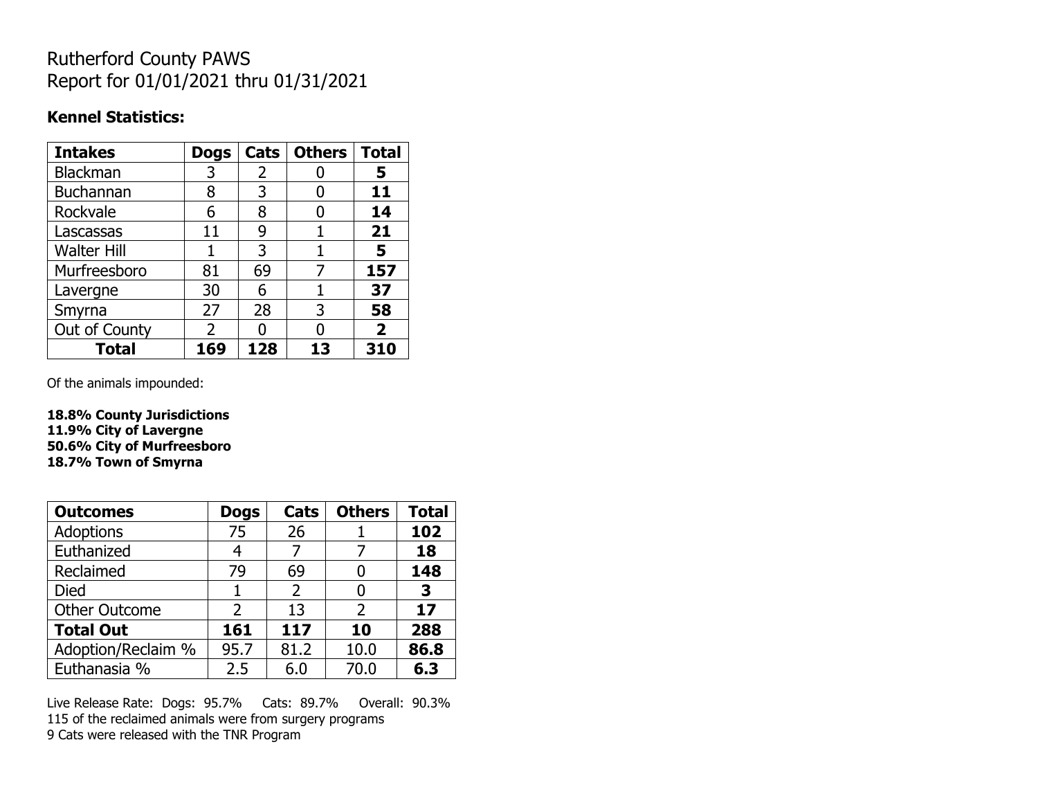# Rutherford County PAWS
# Report for 01/01/2021 thru 01/31/2021

### Kennel Statistics:

| Intakes | Dogs | Cats | Others | Total |
|---|---|---|---|---|
| Blackman | 3 | 2 | 0 | **5** |
| Buchannan | 8 | 3 | 0 | **11** |
| Rockvale | 6 | 8 | 0 | **14** |
| Lascassas | 11 | 9 | 1 | **21** |
| Walter Hill | 1 | 3 | 1 | **5** |
| Murfreesboro | 81 | 69 | 7 | **157** |
| Lavergne | 30 | 6 | 1 | **37** |
| Smyrna | 27 | 28 | 3 | **58** |
| Out of County | 2 | 0 | 0 | **2** |
| **Total** | **169** | **128** | **13** | **310** |

Of the animals impounded:

**18.8% County Jurisdictions**
**11.9% City of Lavergne**
**50.6% City of Murfreesboro**
**18.7% Town of Smyrna**

| Outcomes | Dogs | Cats | Others | Total |
|---|---|---|---|---|
| Adoptions | 75 | 26 | 1 | **102** |
| Euthanized | 4 | 7 | 7 | **18** |
| Reclaimed | 79 | 69 | 0 | **148** |
| Died | 1 | 2 | 0 | **3** |
| Other Outcome | 2 | 13 | 2 | **17** |
| **Total Out** | **161** | **117** | **10** | **288** |
| Adoption/Reclaim % | 95.7 | 81.2 | 10.0 | **86.8** |
| Euthanasia % | 2.5 | 6.0 | 70.0 | **6.3** |

Live Release Rate: Dogs: 95.7% Cats: 89.7% Overall: 90.3%
115 of the reclaimed animals were from surgery programs
9 Cats were released with the TNR Program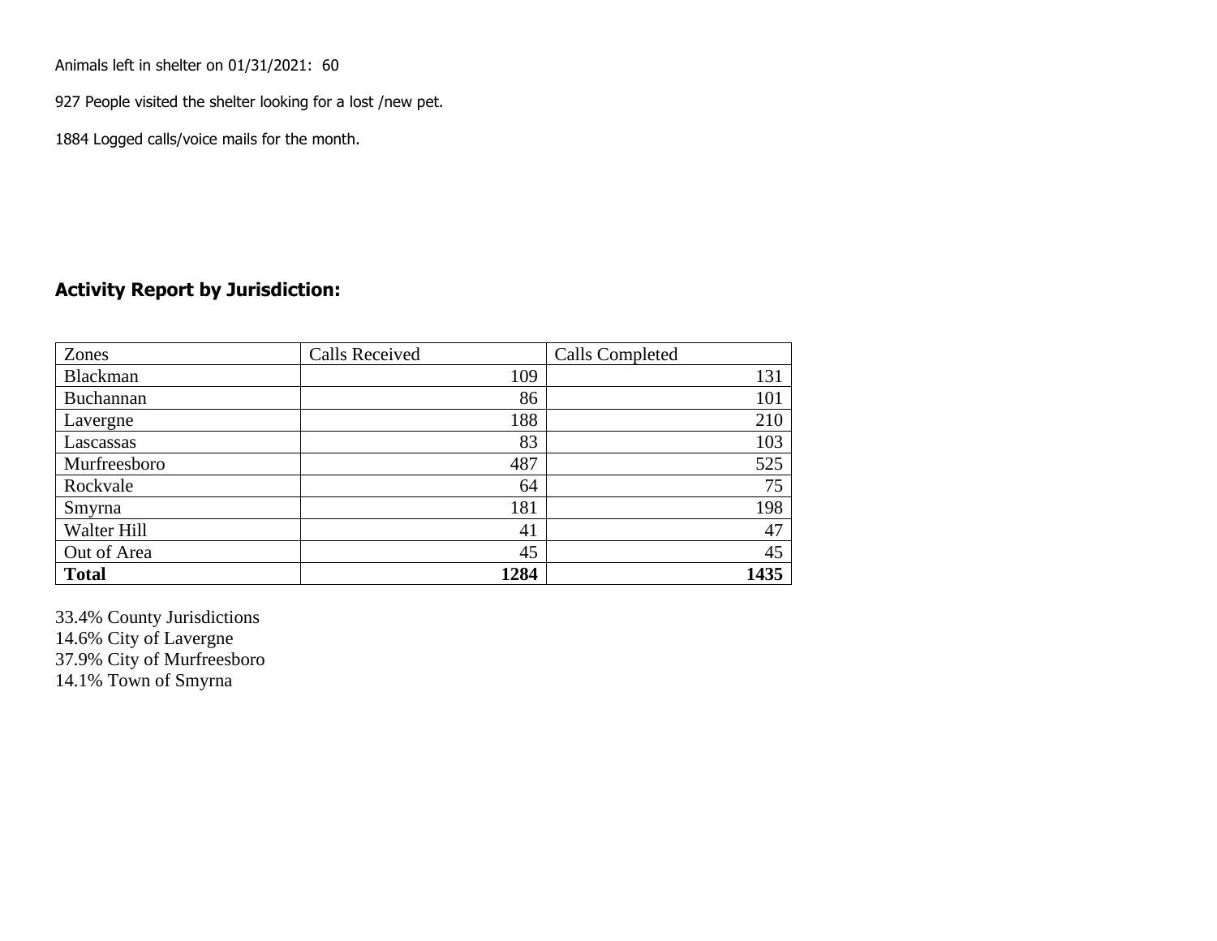Animals left in shelter on 01/31/2021: 60

927 People visited the shelter looking for a lost /new pet.

1884 Logged calls/voice mails for the month.

## Activity Report by Jurisdiction:

| Zones | Calls Received | Calls Completed |
|---|---|---|
| Blackman | 109 | 131 |
| Buchannan | 86 | 101 |
| Lavergne | 188 | 210 |
| Lascassas | 83 | 103 |
| Murfreesboro | 487 | 525 |
| Rockvale | 64 | 75 |
| Smyrna | 181 | 198 |
| Walter Hill | 41 | 47 |
| Out of Area | 45 | 45 |
| **Total** | **1284** | **1435** |

33.4% County Jurisdictions
14.6% City of Lavergne
37.9% City of Murfreesboro
14.1% Town of Smyrna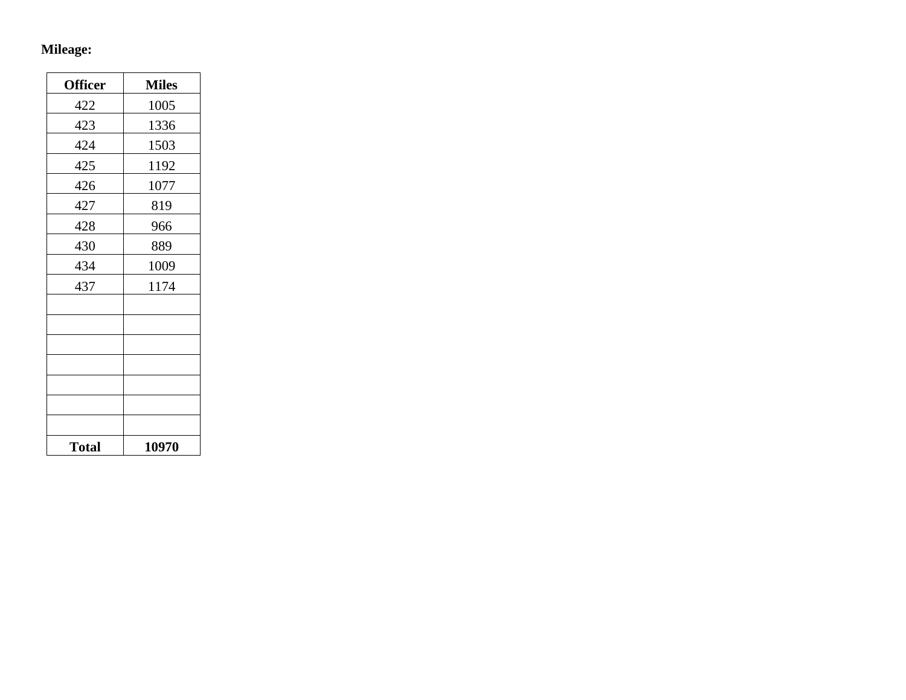**Mileage:**

| Officer | Miles |
|---|---|
| 422 | 1005 |
| 423 | 1336 |
| 424 | 1503 |
| 425 | 1192 |
| 426 | 1077 |
| 427 | 819 |
| 428 | 966 |
| 430 | 889 |
| 434 | 1009 |
| 437 | 1174 |
| | |
| | |
| | |
| | |
| | |
| | |
| | |
| **Total** | **10970** |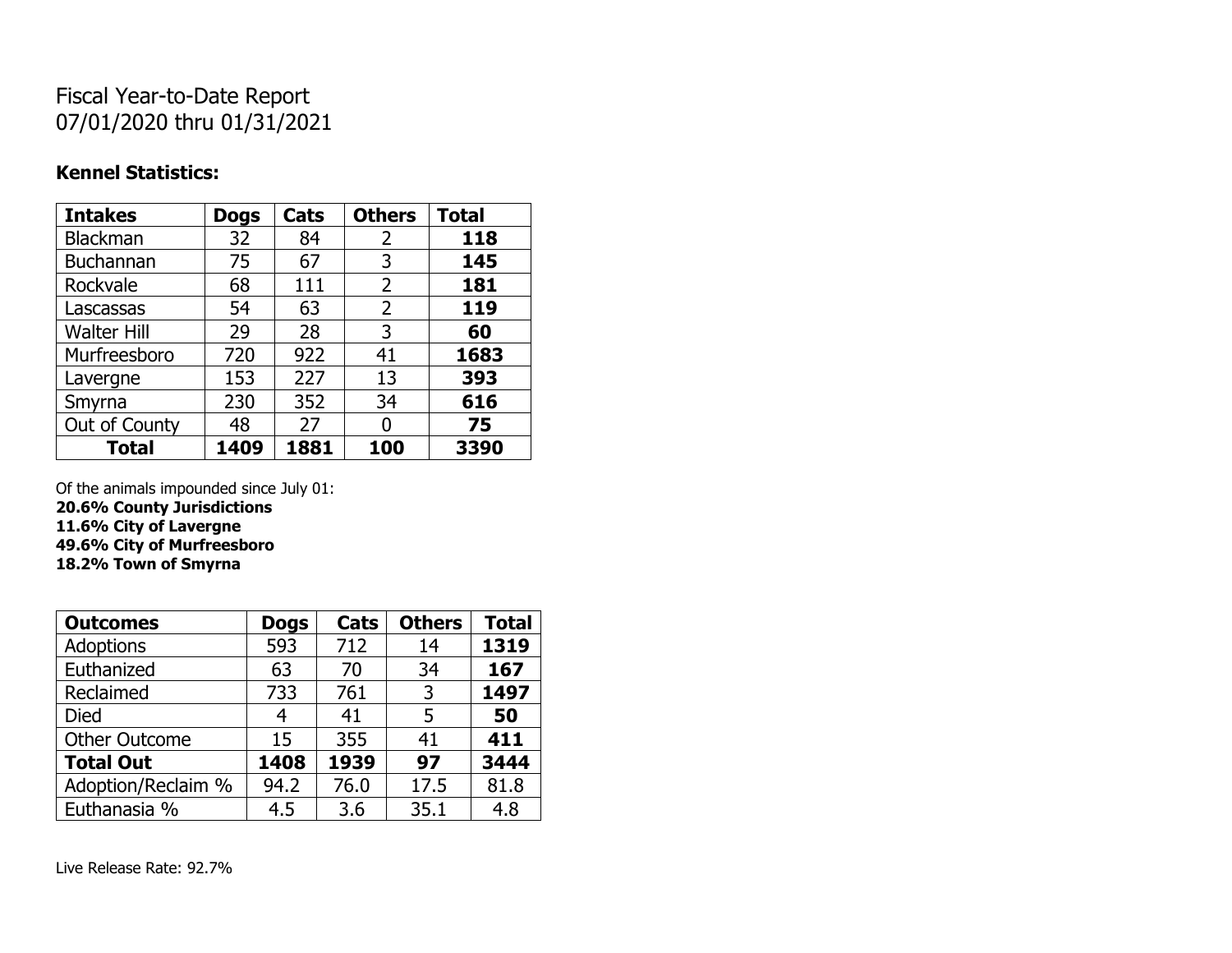Fiscal Year-to-Date Report
07/01/2020 thru 01/31/2021

**Kennel Statistics:**

| Intakes | Dogs | Cats | Others | Total |
|---|---|---|---|---|
| Blackman | 32 | 84 | 2 | **118** |
| Buchannan | 75 | 67 | 3 | **145** |
| Rockvale | 68 | 111 | 2 | **181** |
| Lascassas | 54 | 63 | 2 | **119** |
| Walter Hill | 29 | 28 | 3 | **60** |
| Murfreesboro | 720 | 922 | 41 | **1683** |
| Lavergne | 153 | 227 | 13 | **393** |
| Smyrna | 230 | 352 | 34 | **616** |
| Out of County | 48 | 27 | 0 | **75** |
| **Total** | **1409** | **1881** | **100** | **3390** |

Of the animals impounded since July 01:
**20.6% County Jurisdictions**
**11.6% City of Lavergne**
**49.6% City of Murfreesboro**
**18.2% Town of Smyrna**

| Outcomes | Dogs | Cats | Others | Total |
|---|---|---|---|---|
| Adoptions | 593 | 712 | 14 | **1319** |
| Euthanized | 63 | 70 | 34 | **167** |
| Reclaimed | 733 | 761 | 3 | **1497** |
| Died | 4 | 41 | 5 | **50** |
| Other Outcome | 15 | 355 | 41 | **411** |
| **Total Out** | **1408** | **1939** | **97** | **3444** |
| Adoption/Reclaim % | 94.2 | 76.0 | 17.5 | 81.8 |
| Euthanasia % | 4.5 | 3.6 | 35.1 | 4.8 |

Live Release Rate: 92.7%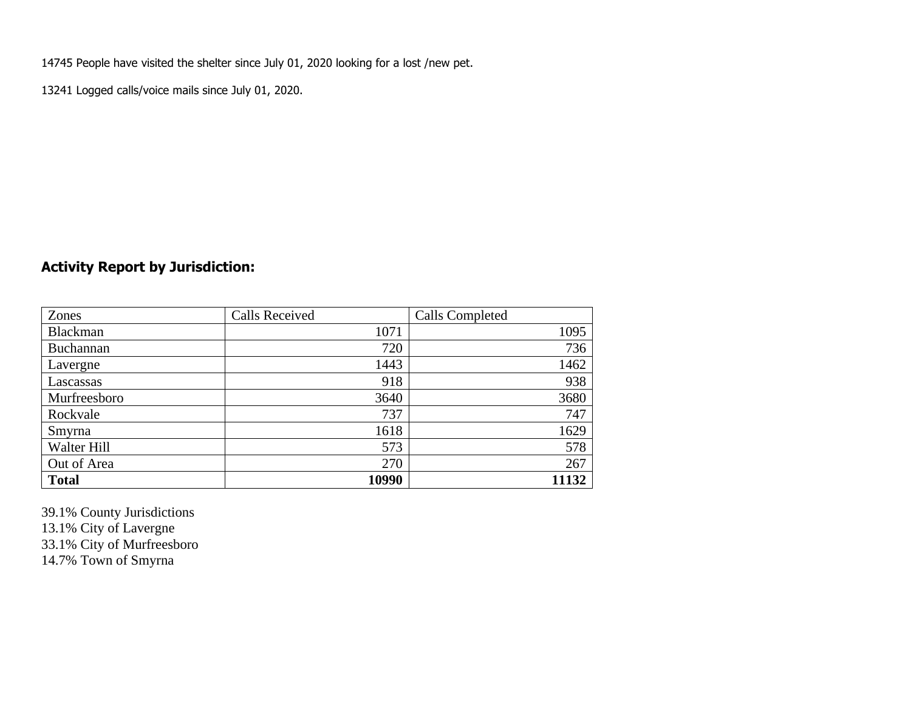14745 People have visited the shelter since July 01, 2020 looking for a lost /new pet.

13241 Logged calls/voice mails since July 01, 2020.

## Activity Report by Jurisdiction:

| Zones | Calls Received | Calls Completed |
|---|---|---|
| Blackman | 1071 | 1095 |
| Buchannan | 720 | 736 |
| Lavergne | 1443 | 1462 |
| Lascassas | 918 | 938 |
| Murfreesboro | 3640 | 3680 |
| Rockvale | 737 | 747 |
| Smyrna | 1618 | 1629 |
| Walter Hill | 573 | 578 |
| Out of Area | 270 | 267 |
| **Total** | **10990** | **11132** |

39.1% County Jurisdictions
13.1% City of Lavergne
33.1% City of Murfreesboro
14.7% Town of Smyrna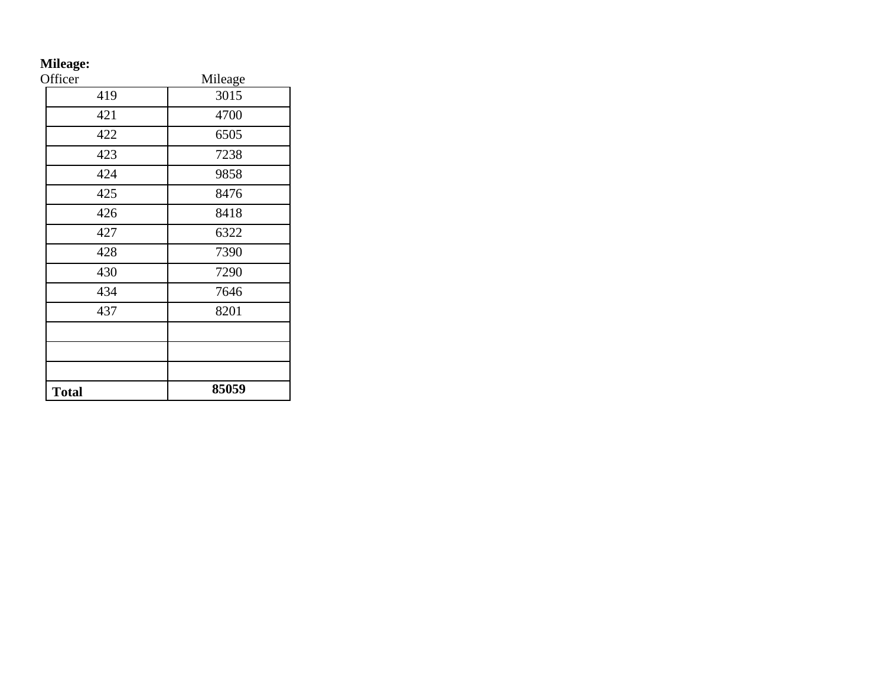**Mileage:**

| Officer | Mileage |
|---|---|
| 419 | 3015 |
| 421 | 4700 |
| 422 | 6505 |
| 423 | 7238 |
| 424 | 9858 |
| 425 | 8476 |
| 426 | 8418 |
| 427 | 6322 |
| 428 | 7390 |
| 430 | 7290 |
| 434 | 7646 |
| 437 | 8201 |
| | |
| | |
| | |
| **Total** | **85059** |